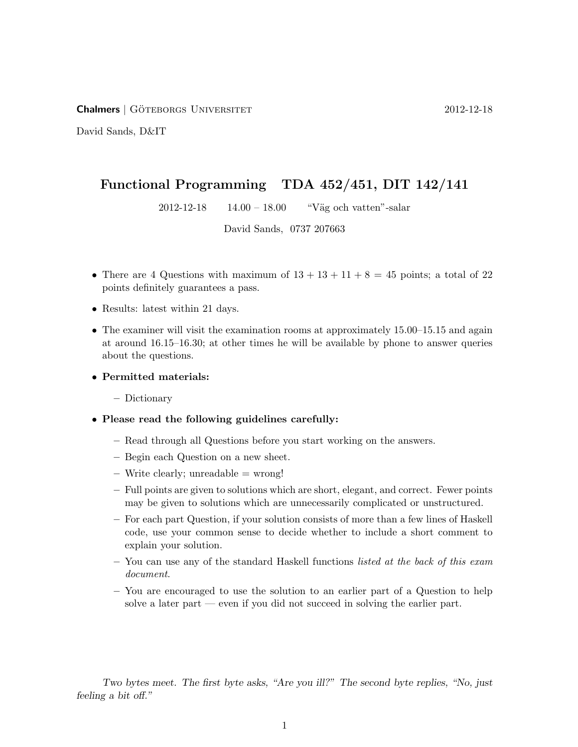**Chalmers** | Göteborgs Universitet 2012-12-18

David Sands, D&IT

# Functional Programming TDA 452/451, DIT 142/141

2012-12-18 14.00 – 18.00 "Väg och vatten"-salar

David Sands, 0737 207663

- There are 4 Questions with maximum of 13 + 13 + 11 + 8 = 45 points; a total of 22 points definitely guarantees a pass.
- Results: latest within 21 days.
- The examiner will visit the examination rooms at approximately 15.00–15.15 and again at around 16.15–16.30; at other times he will be available by phone to answer queries about the questions.
- **Permitted materials:**
  - Dictionary
- **Please read the following guidelines carefully:**
  - Read through all Questions before you start working on the answers.
  - Begin each Question on a new sheet.
  - Write clearly; unreadable = wrong!
  - Full points are given to solutions which are short, elegant, and correct. Fewer points may be given to solutions which are unnecessarily complicated or unstructured.
  - For each part Question, if your solution consists of more than a few lines of Haskell code, use your common sense to decide whether to include a short comment to explain your solution.
  - You can use any of the standard Haskell functions *listed at the back of this exam document*.
  - You are encouraged to use the solution to an earlier part of a Question to help solve a later part — even if you did not succeed in solving the earlier part.

*Two bytes meet. The first byte asks, "Are you ill?" The second byte replies, "No, just feeling a bit off."*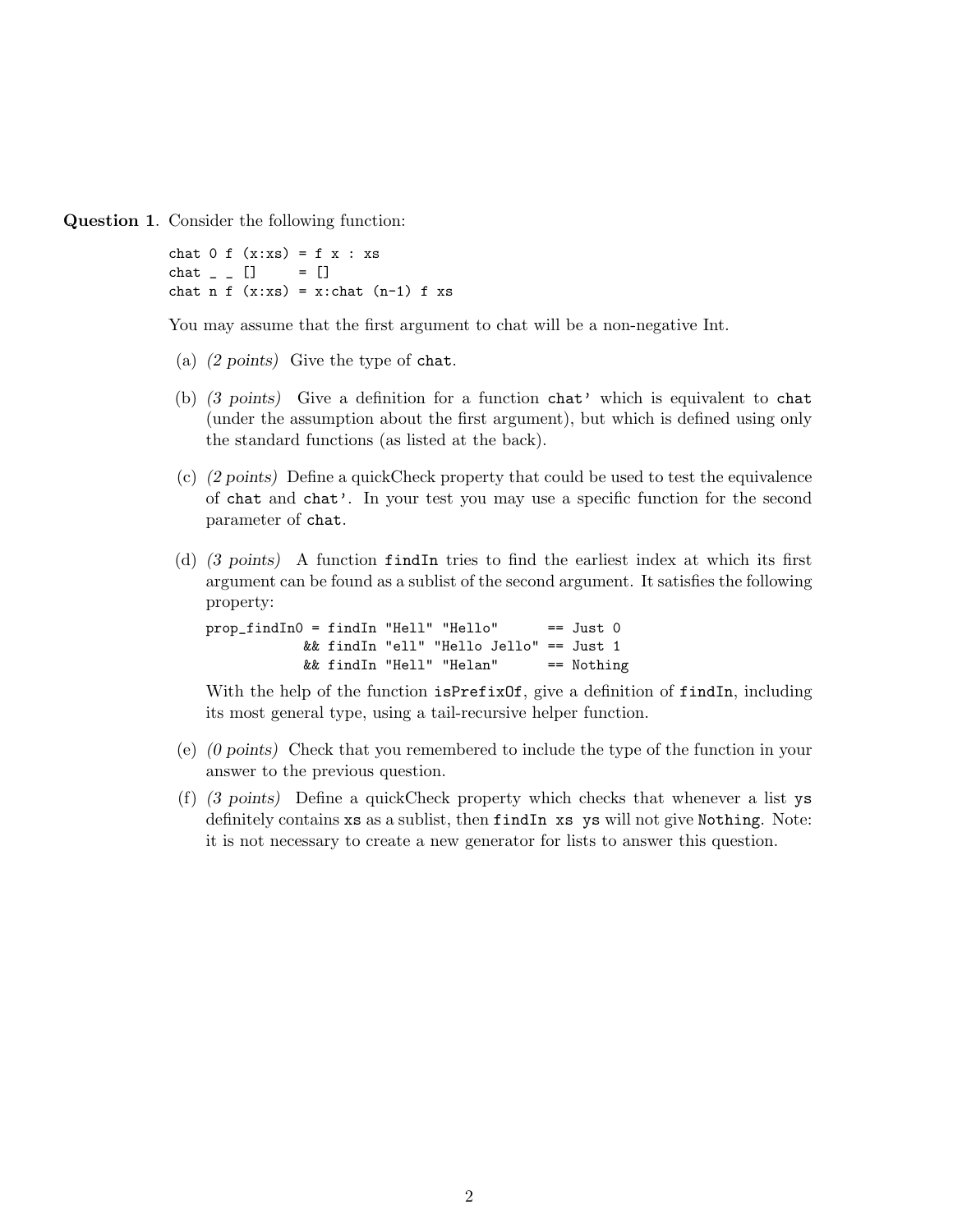**Question 1**. Consider the following function:

```
chat 0 f (x:xs) = f x : xs
chat _ _ []     = []
chat n f (x:xs) = x:chat (n-1) f xs
```

You may assume that the first argument to chat will be a non-negative Int.

(a) *(2 points)* Give the type of `chat`.

(b) *(3 points)* Give a definition for a function `chat'` which is equivalent to `chat` (under the assumption about the first argument), but which is defined using only the standard functions (as listed at the back).

(c) *(2 points)* Define a quickCheck property that could be used to test the equivalence of `chat` and `chat'`. In your test you may use a specific function for the second parameter of `chat`.

(d) *(3 points)* A function `findIn` tries to find the earliest index at which its first argument can be found as a sublist of the second argument. It satisfies the following property:

```
prop_findIn0 = findIn "Hell" "Hello"       == Just 0
            && findIn "ell" "Hello Jello" == Just 1
            && findIn "Hell" "Helan"       == Nothing
```

With the help of the function `isPrefixOf`, give a definition of `findIn`, including its most general type, using a tail-recursive helper function.

(e) *(0 points)* Check that you remembered to include the type of the function in your answer to the previous question.

(f) *(3 points)* Define a quickCheck property which checks that whenever a list `ys` definitely contains `xs` as a sublist, then `findIn xs ys` will not give `Nothing`. Note: it is not necessary to create a new generator for lists to answer this question.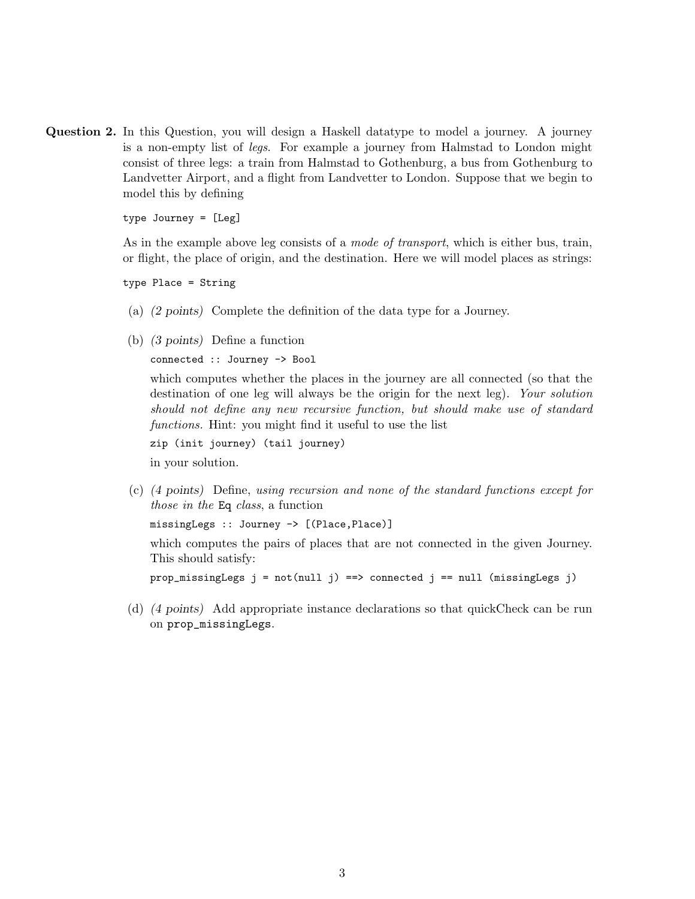**Question 2.** In this Question, you will design a Haskell datatype to model a journey. A journey is a non-empty list of *legs*. For example a journey from Halmstad to London might consist of three legs: a train from Halmstad to Gothenburg, a bus from Gothenburg to Landvetter Airport, and a flight from Landvetter to London. Suppose that we begin to model this by defining

```
type Journey = [Leg]
```

As in the example above leg consists of a *mode of transport*, which is either bus, train, or flight, the place of origin, and the destination. Here we will model places as strings:

```
type Place = String
```

(a) *(2 points)* Complete the definition of the data type for a Journey.

(b) *(3 points)* Define a function

```
connected :: Journey -> Bool
```

which computes whether the places in the journey are all connected (so that the destination of one leg will always be the origin for the next leg). *Your solution should not define any new recursive function, but should make use of standard functions.* Hint: you might find it useful to use the list

```
zip (init journey) (tail journey)
```

in your solution.

(c) *(4 points)* Define, *using recursion and none of the standard functions except for those in the* `Eq` *class*, a function

```
missingLegs :: Journey -> [(Place,Place)]
```

which computes the pairs of places that are not connected in the given Journey. This should satisfy:

```
prop_missingLegs j = not(null j) ==> connected j == null (missingLegs j)
```

(d) *(4 points)* Add appropriate instance declarations so that quickCheck can be run on `prop_missingLegs`.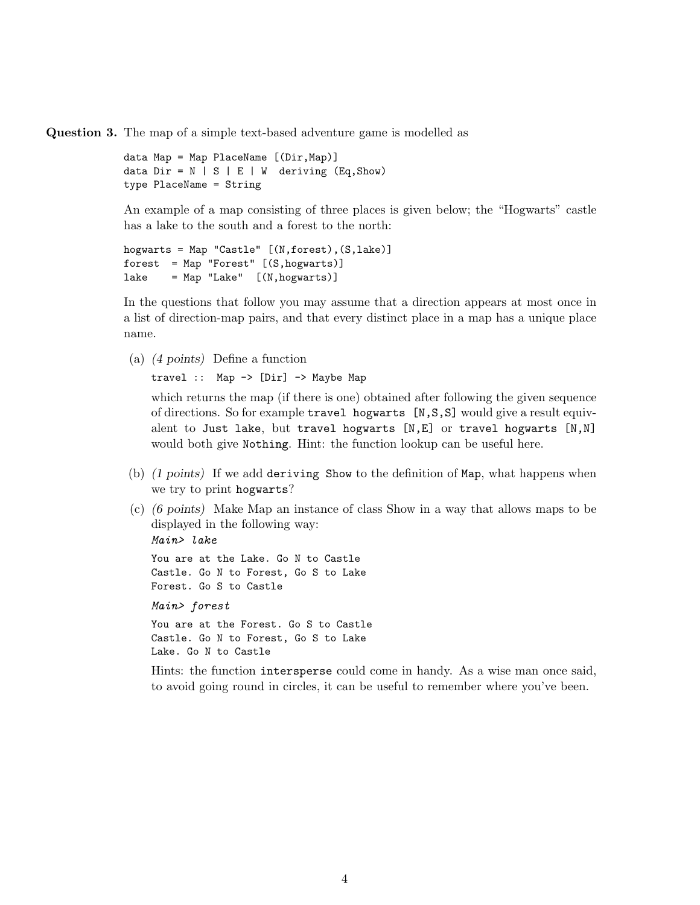**Question 3.** The map of a simple text-based adventure game is modelled as

```
data Map = Map PlaceName [(Dir,Map)]
data Dir = N | S | E | W  deriving (Eq,Show)
type PlaceName = String
```

An example of a map consisting of three places is given below; the "Hogwarts" castle has a lake to the south and a forest to the north:

```
hogwarts = Map "Castle" [(N,forest),(S,lake)]
forest   = Map "Forest" [(S,hogwarts)]
lake     = Map "Lake"  [(N,hogwarts)]
```

In the questions that follow you may assume that a direction appears at most once in a list of direction-map pairs, and that every distinct place in a map has a unique place name.

(a) *(4 points)* Define a function

```
travel ::  Map -> [Dir] -> Maybe Map
```

which returns the map (if there is one) obtained after following the given sequence of directions. So for example `travel hogwarts [N,S,S]` would give a result equivalent to `Just lake`, but `travel hogwarts [N,E]` or `travel hogwarts [N,N]` would both give `Nothing`. Hint: the function lookup can be useful here.

(b) *(1 points)* If we add `deriving Show` to the definition of `Map`, what happens when we try to print `hogwarts`?

(c) *(6 points)* Make Map an instance of class Show in a way that allows maps to be displayed in the following way:

*Main> lake*

```
You are at the Lake. Go N to Castle
Castle. Go N to Forest, Go S to Lake
Forest. Go S to Castle
```

*Main> forest*

```
You are at the Forest. Go S to Castle
Castle. Go N to Forest, Go S to Lake
Lake. Go N to Castle
```

Hints: the function `intersperse` could come in handy. As a wise man once said, to avoid going round in circles, it can be useful to remember where you've been.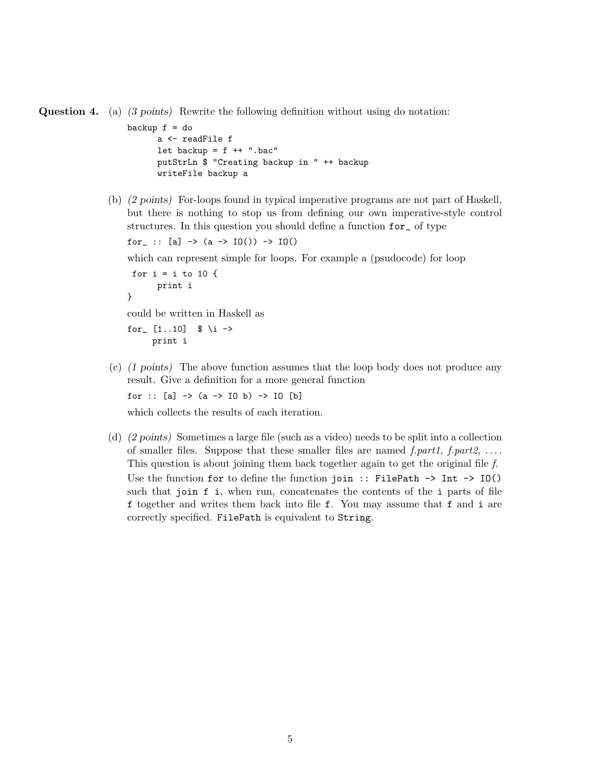**Question 4.** (a) *(3 points)* Rewrite the following definition without using do notation:

```
backup f = do
      a <- readFile f
      let backup = f ++ ".bac"
      putStrLn $ "Creating backup in " ++ backup
      writeFile backup a
```

(b) *(2 points)* For-loops found in typical imperative programs are not part of Haskell, but there is nothing to stop us from defining our own imperative-style control structures. In this question you should define a function `for_` of type

```
for_ :: [a] -> (a -> IO()) -> IO()
```

which can represent simple for loops. For example a (psuedocode) for loop

```
 for i = i to 10 {
      print i
}
```

could be written in Haskell as

```
for_ [1..10]  $ \i ->
     print i
```

(c) *(1 points)* The above function assumes that the loop body does not produce any result. Give a definition for a more general function

```
for :: [a] -> (a -> IO b) -> IO [b]
```

which collects the results of each iteration.

(d) *(2 points)* Sometimes a large file (such as a video) needs to be split into a collection of smaller files. Suppose that these smaller files are named *f.part1*, *f.part2*, .... This question is about joining them back together again to get the original file *f*. Use the function `for` to define the function `join :: FilePath -> Int -> IO()` such that `join f i`, when run, concatenates the contents of the `i` parts of file `f` together and writes them back into file `f`. You may assume that `f` and `i` are correctly specified. `FilePath` is equivalent to `String`.